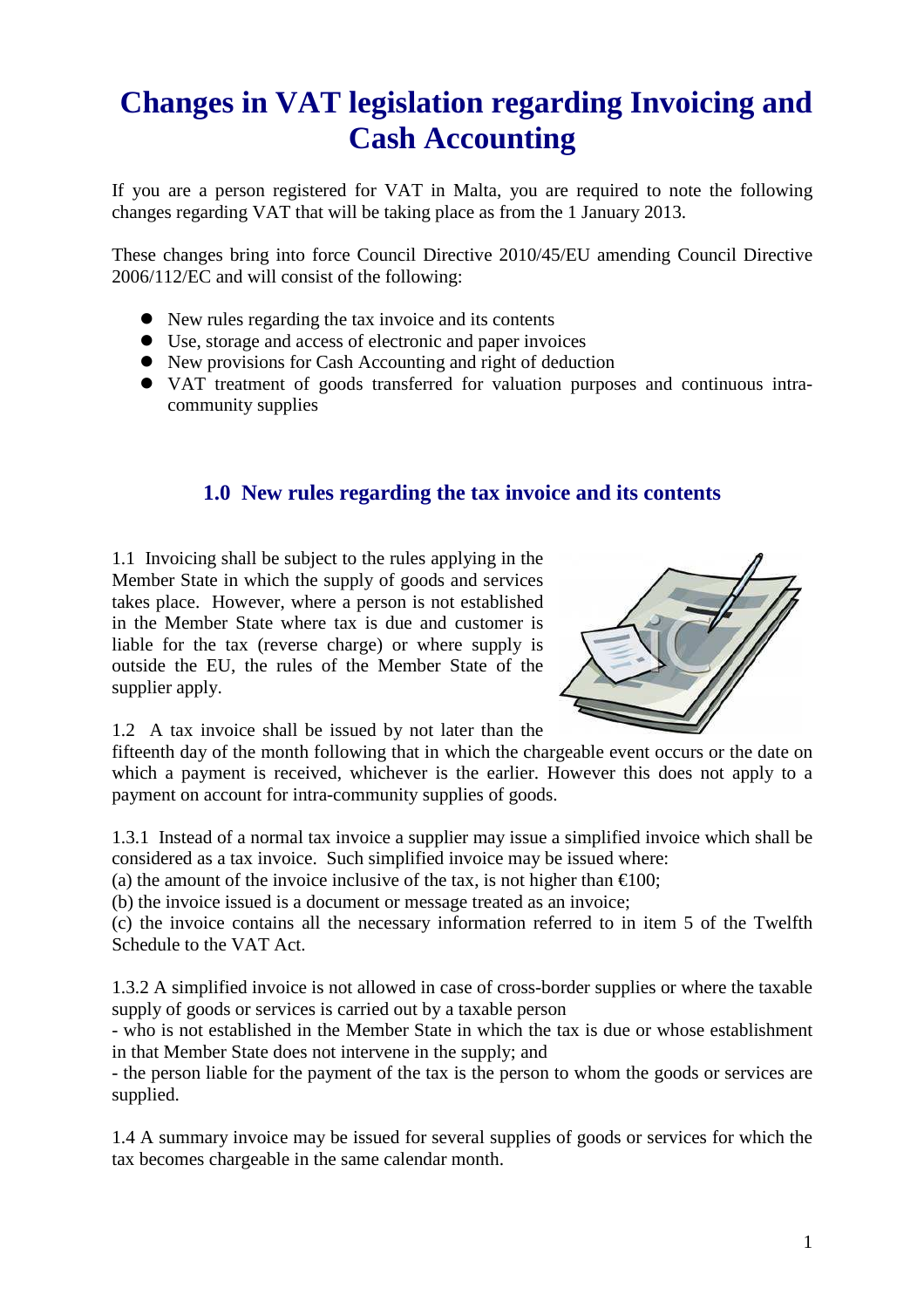# Changes in VAT legislation regarding Invoicing and Cash Accounting

If you are a person registered for VAT in Malta, you are required to note the following changes regarding VAT that will be taking place as from the 1 January 2013.

These changes bring into force Council Directive 2010/45/EU amending Council Directive 2006/112/EC and will consist of the following:

- New rules regarding the tax invoice and its contents
- Use, storage and access of electronic and paper invoices
- New provisions for Cash Accounting and right of deduction
- VAT treatment of goods transferred for valuation purposes and continuous intra-community supplies

## 1.0 New rules regarding the tax invoice and its contents

1.1 Invoicing shall be subject to the rules applying in the Member State in which the supply of goods and services takes place. However, where a person is not established in the Member State where tax is due and customer is liable for the tax (reverse charge) or where supply is outside the EU, the rules of the Member State of the supplier apply.

1.2 A tax invoice shall be issued by not later than the fifteenth day of the month following that in which the chargeable event occurs or the date on which a payment is received, whichever is the earlier. However this does not apply to a payment on account for intra-community supplies of goods.

1.3.1 Instead of a normal tax invoice a supplier may issue a simplified invoice which shall be considered as a tax invoice. Such simplified invoice may be issued where:
(a) the amount of the invoice inclusive of the tax, is not higher than €100;
(b) the invoice issued is a document or message treated as an invoice;
(c) the invoice contains all the necessary information referred to in item 5 of the Twelfth Schedule to the VAT Act.

1.3.2 A simplified invoice is not allowed in case of cross-border supplies or where the taxable supply of goods or services is carried out by a taxable person
- who is not established in the Member State in which the tax is due or whose establishment in that Member State does not intervene in the supply; and
- the person liable for the payment of the tax is the person to whom the goods or services are supplied.

1.4 A summary invoice may be issued for several supplies of goods or services for which the tax becomes chargeable in the same calendar month.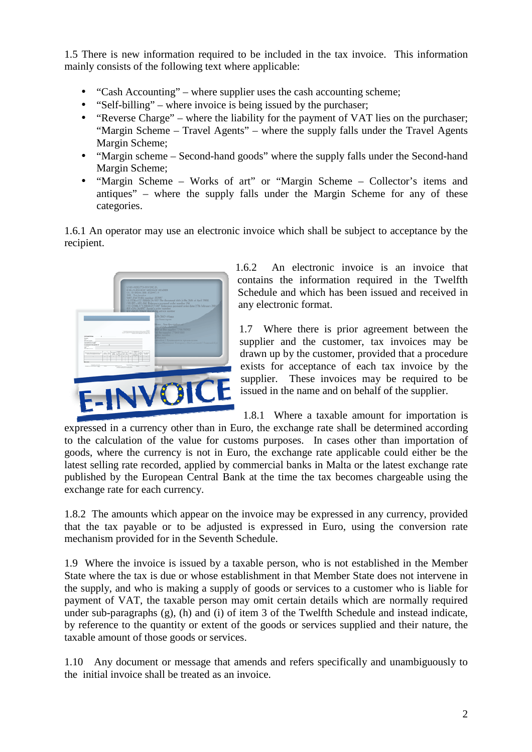1.5 There is new information required to be included in the tax invoice. This information mainly consists of the following text where applicable:

- "Cash Accounting" – where supplier uses the cash accounting scheme;
- "Self-billing" – where invoice is being issued by the purchaser;
- "Reverse Charge" – where the liability for the payment of VAT lies on the purchaser; "Margin Scheme – Travel Agents" – where the supply falls under the Travel Agents Margin Scheme;
- "Margin scheme – Second-hand goods" where the supply falls under the Second-hand Margin Scheme;
- "Margin Scheme – Works of art" or "Margin Scheme – Collector's items and antiques" – where the supply falls under the Margin Scheme for any of these categories.

1.6.1 An operator may use an electronic invoice which shall be subject to acceptance by the recipient.

1.6.2 An electronic invoice is an invoice that contains the information required in the Twelfth Schedule and which has been issued and received in any electronic format.

1.7 Where there is prior agreement between the supplier and the customer, tax invoices may be drawn up by the customer, provided that a procedure exists for acceptance of each tax invoice by the supplier. These invoices may be required to be issued in the name and on behalf of the supplier.

1.8.1 Where a taxable amount for importation is expressed in a currency other than in Euro, the exchange rate shall be determined according to the calculation of the value for customs purposes. In cases other than importation of goods, where the currency is not in Euro, the exchange rate applicable could either be the latest selling rate recorded, applied by commercial banks in Malta or the latest exchange rate published by the European Central Bank at the time the tax becomes chargeable using the exchange rate for each currency.

1.8.2 The amounts which appear on the invoice may be expressed in any currency, provided that the tax payable or to be adjusted is expressed in Euro, using the conversion rate mechanism provided for in the Seventh Schedule.

1.9 Where the invoice is issued by a taxable person, who is not established in the Member State where the tax is due or whose establishment in that Member State does not intervene in the supply, and who is making a supply of goods or services to a customer who is liable for payment of VAT, the taxable person may omit certain details which are normally required under sub-paragraphs (g), (h) and (i) of item 3 of the Twelfth Schedule and instead indicate, by reference to the quantity or extent of the goods or services supplied and their nature, the taxable amount of those goods or services.

1.10 Any document or message that amends and refers specifically and unambiguously to the initial invoice shall be treated as an invoice.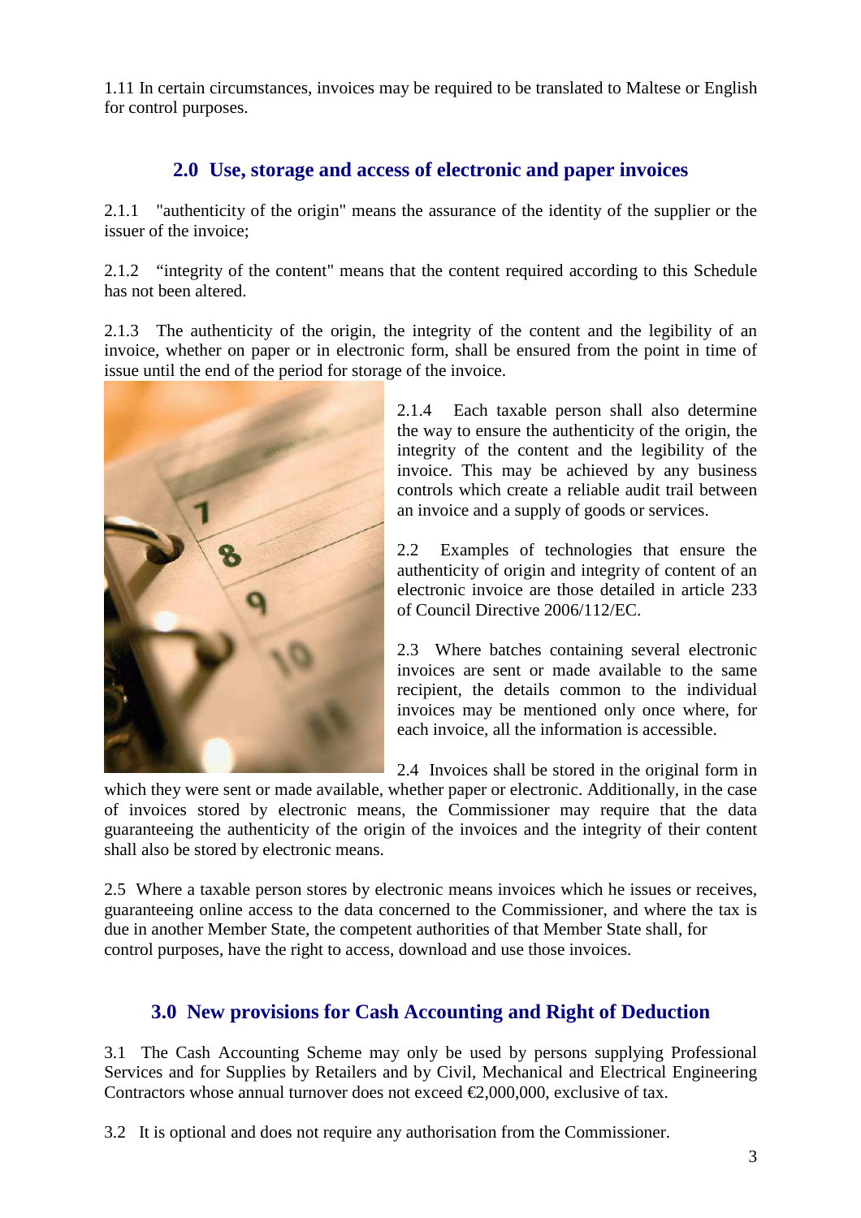1.11 In certain circumstances, invoices may be required to be translated to Maltese or English for control purposes.

## 2.0 Use, storage and access of electronic and paper invoices

2.1.1 "authenticity of the origin" means the assurance of the identity of the supplier or the issuer of the invoice;

2.1.2 "integrity of the content" means that the content required according to this Schedule has not been altered.

2.1.3 The authenticity of the origin, the integrity of the content and the legibility of an invoice, whether on paper or in electronic form, shall be ensured from the point in time of issue until the end of the period for storage of the invoice.

2.1.4 Each taxable person shall also determine the way to ensure the authenticity of the origin, the integrity of the content and the legibility of the invoice. This may be achieved by any business controls which create a reliable audit trail between an invoice and a supply of goods or services.

2.2 Examples of technologies that ensure the authenticity of origin and integrity of content of an electronic invoice are those detailed in article 233 of Council Directive 2006/112/EC.

2.3 Where batches containing several electronic invoices are sent or made available to the same recipient, the details common to the individual invoices may be mentioned only once where, for each invoice, all the information is accessible.

2.4 Invoices shall be stored in the original form in which they were sent or made available, whether paper or electronic. Additionally, in the case of invoices stored by electronic means, the Commissioner may require that the data guaranteeing the authenticity of the origin of the invoices and the integrity of their content shall also be stored by electronic means.

2.5 Where a taxable person stores by electronic means invoices which he issues or receives, guaranteeing online access to the data concerned to the Commissioner, and where the tax is due in another Member State, the competent authorities of that Member State shall, for control purposes, have the right to access, download and use those invoices.

## 3.0 New provisions for Cash Accounting and Right of Deduction

3.1 The Cash Accounting Scheme may only be used by persons supplying Professional Services and for Supplies by Retailers and by Civil, Mechanical and Electrical Engineering Contractors whose annual turnover does not exceed €2,000,000, exclusive of tax.

3.2 It is optional and does not require any authorisation from the Commissioner.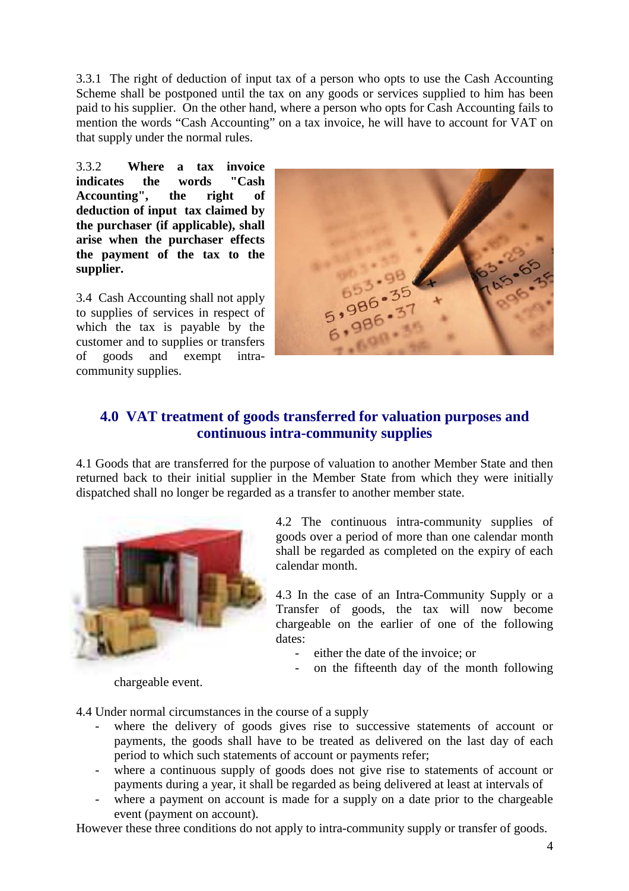3.3.1 The right of deduction of input tax of a person who opts to use the Cash Accounting Scheme shall be postponed until the tax on any goods or services supplied to him has been paid to his supplier. On the other hand, where a person who opts for Cash Accounting fails to mention the words "Cash Accounting" on a tax invoice, he will have to account for VAT on that supply under the normal rules.

3.3.2 **Where a tax invoice indicates the words "Cash Accounting", the right of deduction of input tax claimed by the purchaser (if applicable), shall arise when the purchaser effects the payment of the tax to the supplier.**

3.4 Cash Accounting shall not apply to supplies of services in respect of which the tax is payable by the customer and to supplies or transfers of goods and exempt intra-community supplies.

## 4.0 VAT treatment of goods transferred for valuation purposes and continuous intra-community supplies

4.1 Goods that are transferred for the purpose of valuation to another Member State and then returned back to their initial supplier in the Member State from which they were initially dispatched shall no longer be regarded as a transfer to another member state.

4.2 The continuous intra-community supplies of goods over a period of more than one calendar month shall be regarded as completed on the expiry of each calendar month.

4.3 In the case of an Intra-Community Supply or a Transfer of goods, the tax will now become chargeable on the earlier of one of the following dates:

- either the date of the invoice; or
- on the fifteenth day of the month following chargeable event.

4.4 Under normal circumstances in the course of a supply

- where the delivery of goods gives rise to successive statements of account or payments, the goods shall have to be treated as delivered on the last day of each period to which such statements of account or payments refer;
- where a continuous supply of goods does not give rise to statements of account or payments during a year, it shall be regarded as being delivered at least at intervals of
- where a payment on account is made for a supply on a date prior to the chargeable event (payment on account).

However these three conditions do not apply to intra-community supply or transfer of goods.